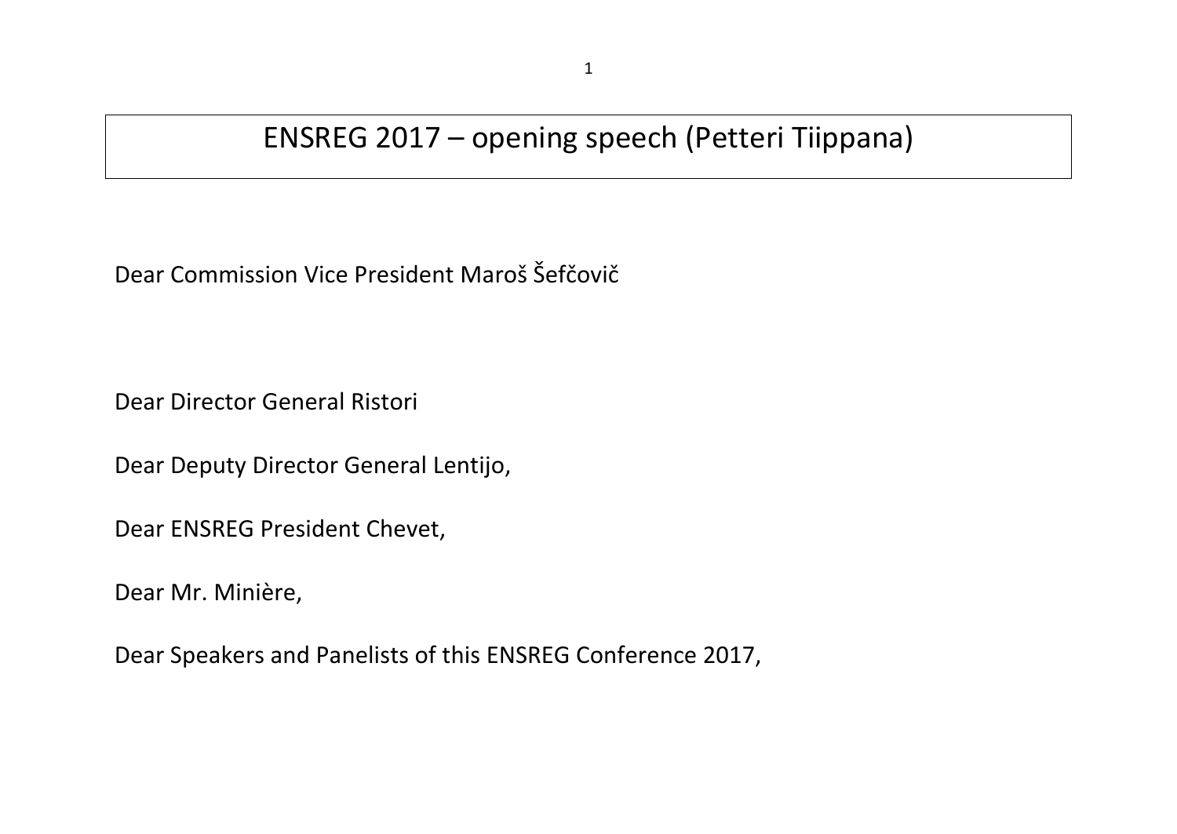# ENSREG 2017 – opening speech (Petteri Tiippana)

Dear Commission Vice President Maroš Šefčovič

Dear Director General Ristori

Dear Deputy Director General Lentijo,

Dear ENSREG President Chevet,

Dear Mr. Minière,

Dear Speakers and Panelists of this ENSREG Conference 2017,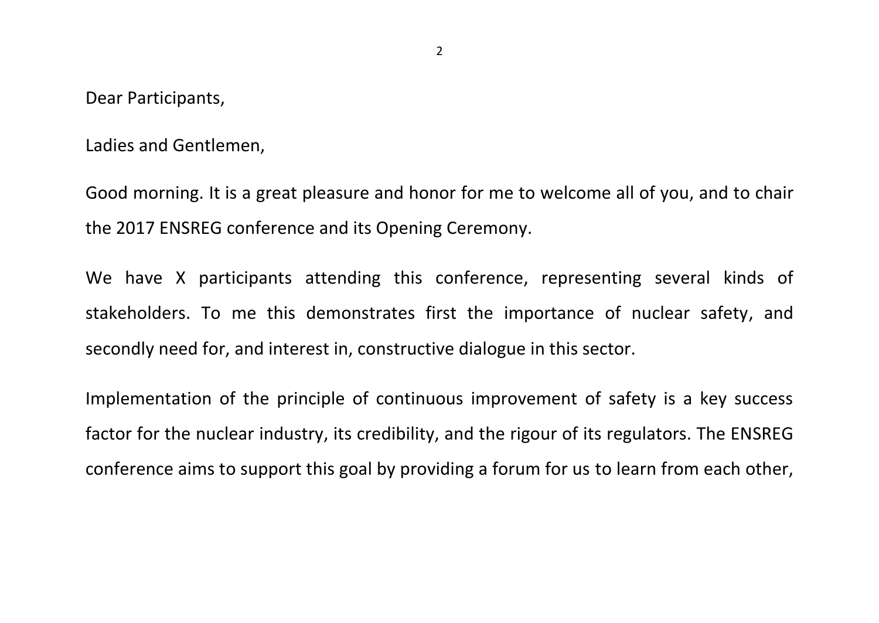Dear Participants,

Ladies and Gentlemen,

Good morning. It is a great pleasure and honor for me to welcome all of you, and to chair the 2017 ENSREG conference and its Opening Ceremony.

We have X participants attending this conference, representing several kinds of stakeholders. To me this demonstrates first the importance of nuclear safety, and secondly need for, and interest in, constructive dialogue in this sector.

Implementation of the principle of continuous improvement of safety is a key success factor for the nuclear industry, its credibility, and the rigour of its regulators. The ENSREG conference aims to support this goal by providing a forum for us to learn from each other,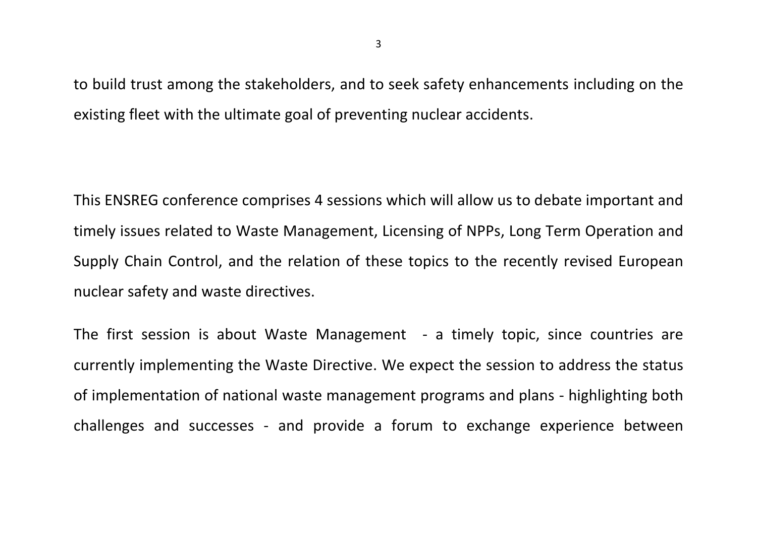to build trust among the stakeholders, and to seek safety enhancements including on the existing fleet with the ultimate goal of preventing nuclear accidents.

This ENSREG conference comprises 4 sessions which will allow us to debate important and timely issues related to Waste Management, Licensing of NPPs, Long Term Operation and Supply Chain Control, and the relation of these topics to the recently revised European nuclear safety and waste directives.

The first session is about Waste Management - a timely topic, since countries are currently implementing the Waste Directive. We expect the session to address the status of implementation of national waste management programs and plans - highlighting both challenges and successes - and provide a forum to exchange experience between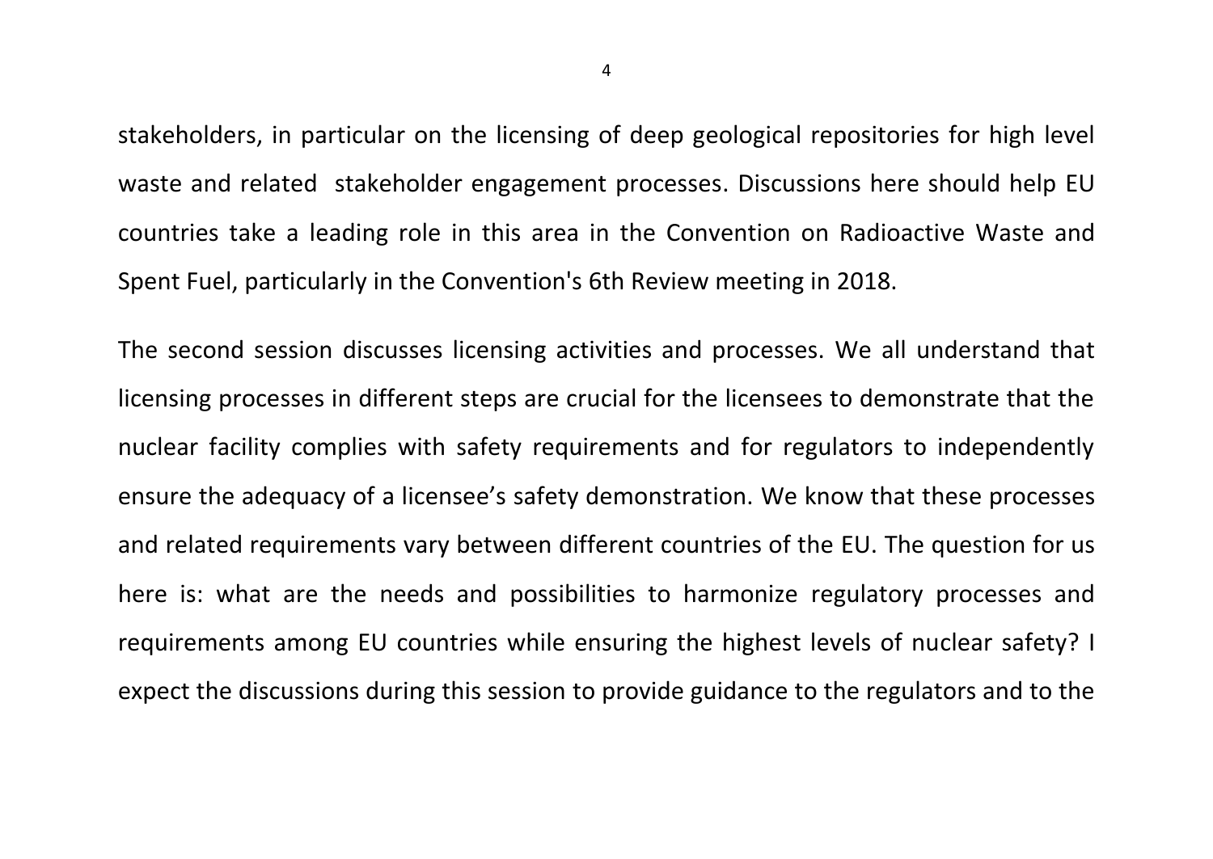stakeholders, in particular on the licensing of deep geological repositories for high level waste and related stakeholder engagement processes. Discussions here should help EU countries take a leading role in this area in the Convention on Radioactive Waste and Spent Fuel, particularly in the Convention's 6th Review meeting in 2018.

The second session discusses licensing activities and processes. We all understand that licensing processes in different steps are crucial for the licensees to demonstrate that the nuclear facility complies with safety requirements and for regulators to independently ensure the adequacy of a licensee's safety demonstration. We know that these processes and related requirements vary between different countries of the EU. The question for us here is: what are the needs and possibilities to harmonize regulatory processes and requirements among EU countries while ensuring the highest levels of nuclear safety? I expect the discussions during this session to provide guidance to the regulators and to the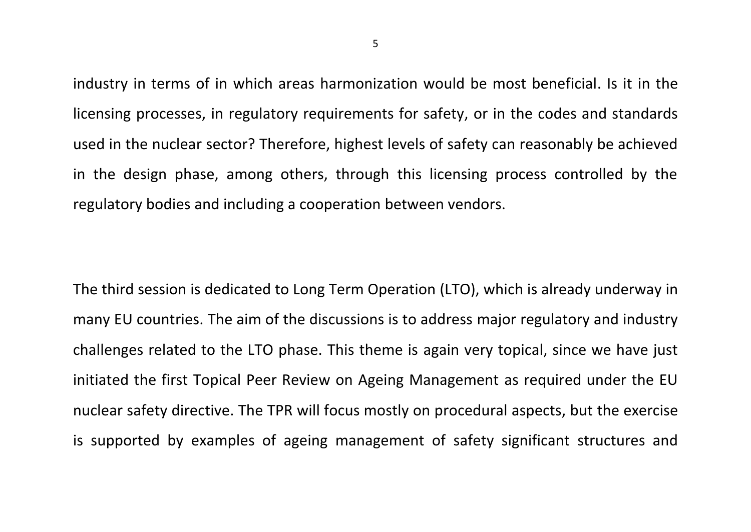industry in terms of in which areas harmonization would be most beneficial. Is it in the licensing processes, in regulatory requirements for safety, or in the codes and standards used in the nuclear sector? Therefore, highest levels of safety can reasonably be achieved in the design phase, among others, through this licensing process controlled by the regulatory bodies and including a cooperation between vendors.

The third session is dedicated to Long Term Operation (LTO), which is already underway in many EU countries. The aim of the discussions is to address major regulatory and industry challenges related to the LTO phase. This theme is again very topical, since we have just initiated the first Topical Peer Review on Ageing Management as required under the EU nuclear safety directive. The TPR will focus mostly on procedural aspects, but the exercise is supported by examples of ageing management of safety significant structures and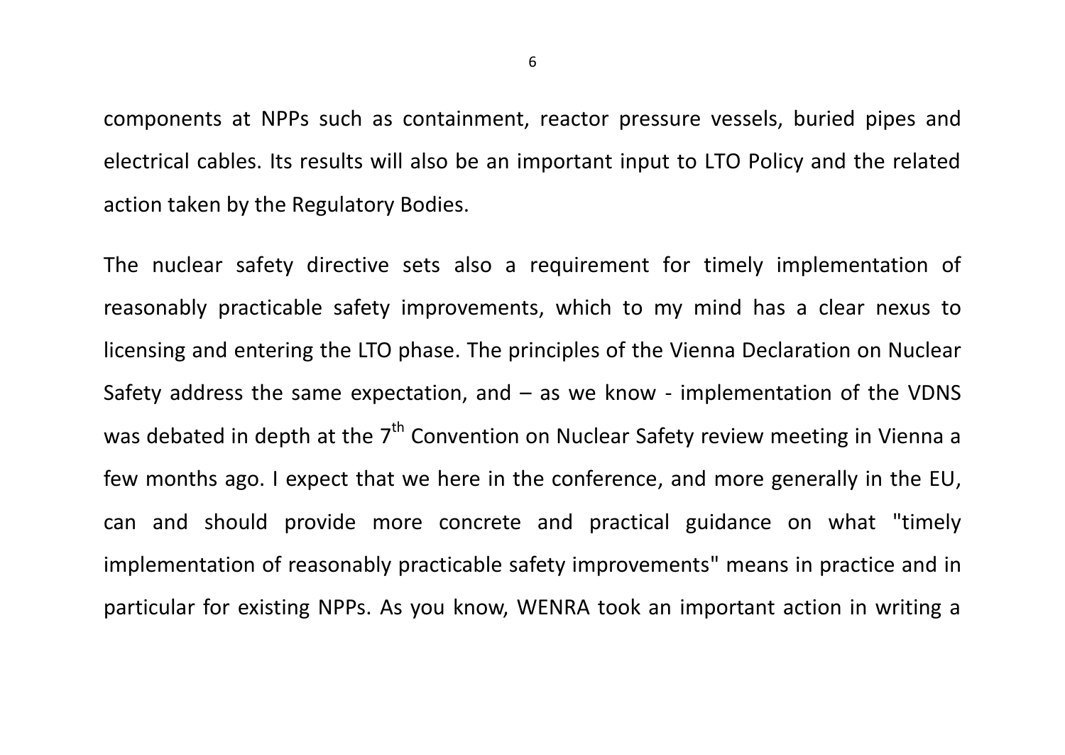components at NPPs such as containment, reactor pressure vessels, buried pipes and electrical cables. Its results will also be an important input to LTO Policy and the related action taken by the Regulatory Bodies.

The nuclear safety directive sets also a requirement for timely implementation of reasonably practicable safety improvements, which to my mind has a clear nexus to licensing and entering the LTO phase. The principles of the Vienna Declaration on Nuclear Safety address the same expectation, and – as we know - implementation of the VDNS was debated in depth at the 7th Convention on Nuclear Safety review meeting in Vienna a few months ago. I expect that we here in the conference, and more generally in the EU, can and should provide more concrete and practical guidance on what "timely implementation of reasonably practicable safety improvements" means in practice and in particular for existing NPPs. As you know, WENRA took an important action in writing a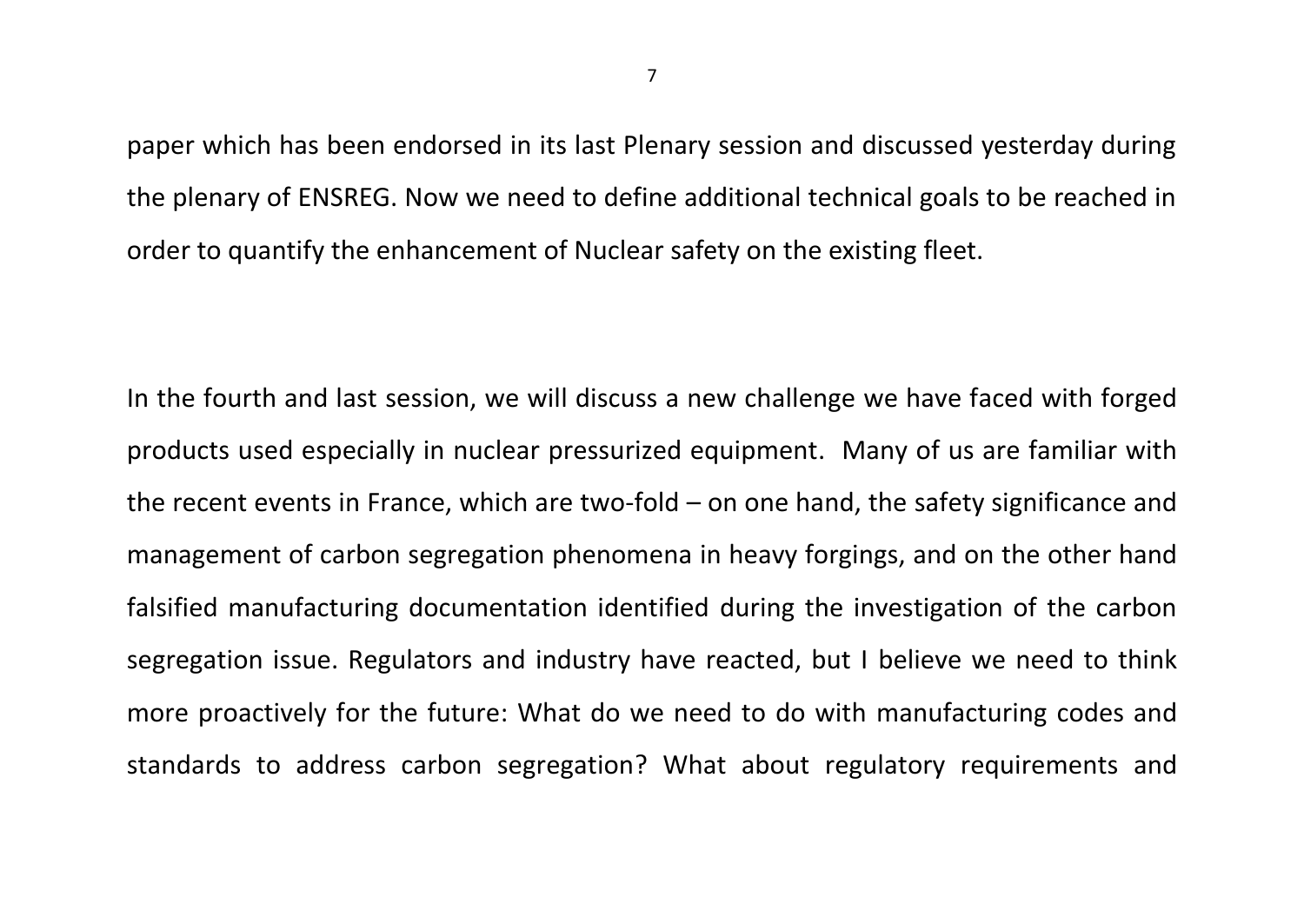paper which has been endorsed in its last Plenary session and discussed yesterday during the plenary of ENSREG. Now we need to define additional technical goals to be reached in order to quantify the enhancement of Nuclear safety on the existing fleet.

In the fourth and last session, we will discuss a new challenge we have faced with forged products used especially in nuclear pressurized equipment. Many of us are familiar with the recent events in France, which are two-fold – on one hand, the safety significance and management of carbon segregation phenomena in heavy forgings, and on the other hand falsified manufacturing documentation identified during the investigation of the carbon segregation issue. Regulators and industry have reacted, but I believe we need to think more proactively for the future: What do we need to do with manufacturing codes and standards to address carbon segregation? What about regulatory requirements and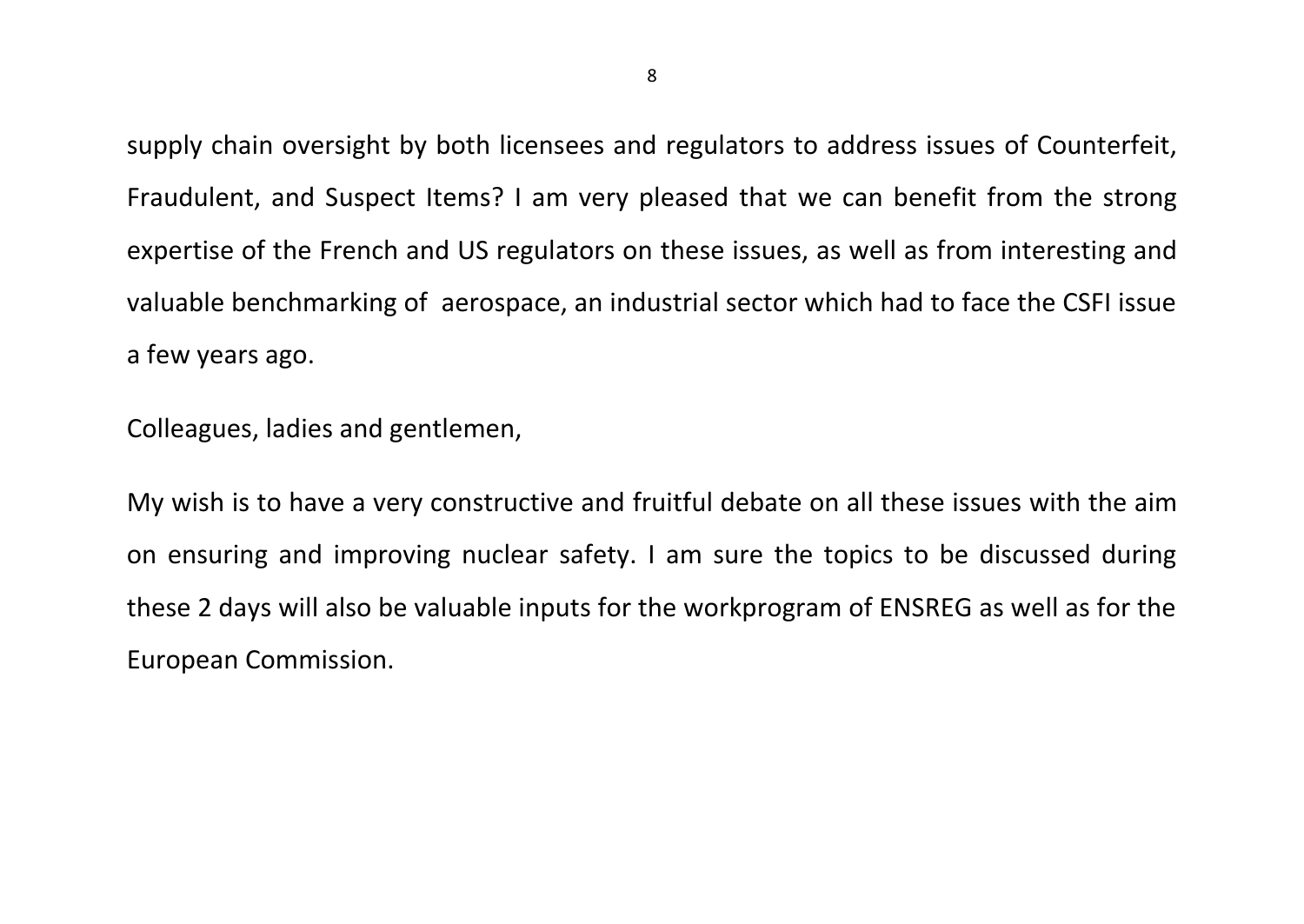supply chain oversight by both licensees and regulators to address issues of Counterfeit, Fraudulent, and Suspect Items? I am very pleased that we can benefit from the strong expertise of the French and US regulators on these issues, as well as from interesting and valuable benchmarking of aerospace, an industrial sector which had to face the CSFI issue a few years ago.

Colleagues, ladies and gentlemen,

My wish is to have a very constructive and fruitful debate on all these issues with the aim on ensuring and improving nuclear safety. I am sure the topics to be discussed during these 2 days will also be valuable inputs for the workprogram of ENSREG as well as for the European Commission.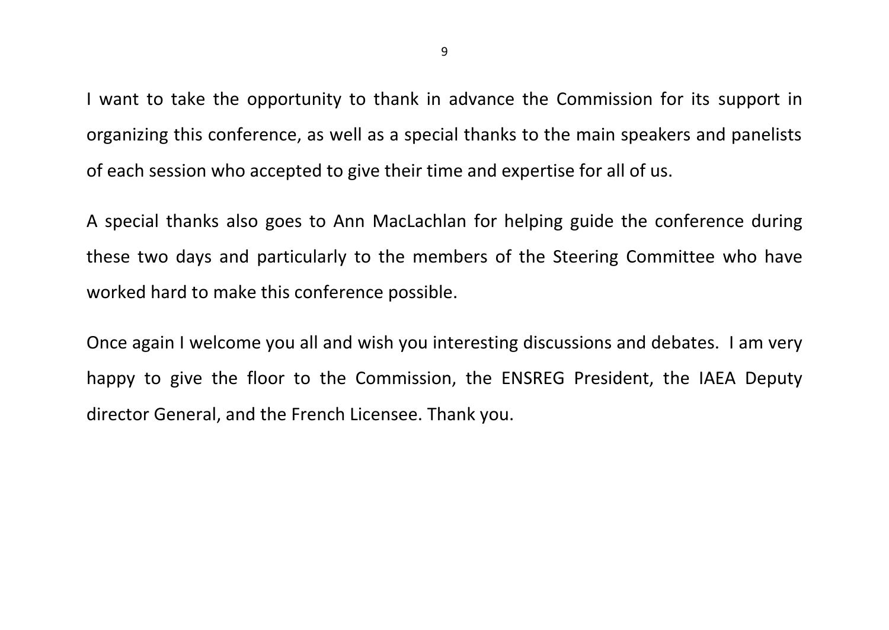I want to take the opportunity to thank in advance the Commission for its support in organizing this conference, as well as a special thanks to the main speakers and panelists of each session who accepted to give their time and expertise for all of us.

A special thanks also goes to Ann MacLachlan for helping guide the conference during these two days and particularly to the members of the Steering Committee who have worked hard to make this conference possible.

Once again I welcome you all and wish you interesting discussions and debates. I am very happy to give the floor to the Commission, the ENSREG President, the IAEA Deputy director General, and the French Licensee. Thank you.